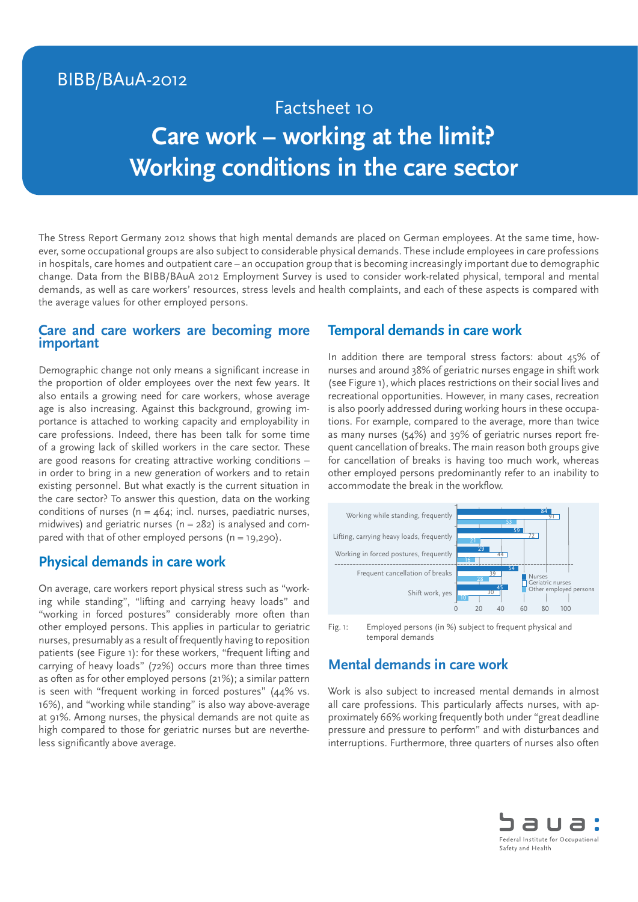BIBB/BAuA-2012

Factsheet 10

# Care work – working at the limit? Working conditions in the care sector

The Stress Report Germany 2012 shows that high mental demands are placed on German employees. At the same time, however, some occupational groups are also subject to considerable physical demands. These include employees in care professions in hospitals, care homes and outpatient care – an occupation group that is becoming increasingly important due to demographic change. Data from the BIBB/BAuA 2012 Employment Survey is used to consider work-related physical, temporal and mental demands, as well as care workers' resources, stress levels and health complaints, and each of these aspects is compared with the average values for other employed persons.

## Care and care workers are becoming more important

Demographic change not only means a significant increase in the proportion of older employees over the next few years. It also entails a growing need for care workers, whose average age is also increasing. Against this background, growing importance is attached to working capacity and employability in care professions. Indeed, there has been talk for some time of a growing lack of skilled workers in the care sector. These are good reasons for creating attractive working conditions – in order to bring in a new generation of workers and to retain existing personnel. But what exactly is the current situation in the care sector? To answer this question, data on the working conditions of nurses (n = 464; incl. nurses, paediatric nurses, midwives) and geriatric nurses (n = 282) is analysed and compared with that of other employed persons (n = 19,290).

## Physical demands in care work

On average, care workers report physical stress such as "working while standing", "lifting and carrying heavy loads" and "working in forced postures" considerably more often than other employed persons. This applies in particular to geriatric nurses, presumably as a result of frequently having to reposition patients (see Figure 1): for these workers, "frequent lifting and carrying of heavy loads" (72%) occurs more than three times as often as for other employed persons (21%); a similar pattern is seen with "frequent working in forced postures" (44% vs. 16%), and "working while standing" is also way above-average at 91%. Among nurses, the physical demands are not quite as high compared to those for geriatric nurses but are nevertheless significantly above average.

## Temporal demands in care work

In addition there are temporal stress factors: about 45% of nurses and around 38% of geriatric nurses engage in shift work (see Figure 1), which places restrictions on their social lives and recreational opportunities. However, in many cases, recreation is also poorly addressed during working hours in these occupations. For example, compared to the average, more than twice as many nurses (54%) and 39% of geriatric nurses report frequent cancellation of breaks. The main reason both groups give for cancellation of breaks is having too much work, whereas other employed persons predominantly refer to an inability to accommodate the break in the workflow.

| | Nurses | Geriatric nurses | Other employed persons |
|---|---|---|---|
| Working while standing, frequently | 84 | 91 | 53 |
| Lifting, carrying heavy loads, frequently | 59 | 72 | 21 |
| Working in forced postures, frequently | 29 | 44 | 16 |
| Frequent cancellation of breaks | 54 | 39 | 28 |
| Shift work, yes | 45 | 30 | 10 |

Fig. 1: Employed persons (in %) subject to frequent physical and temporal demands

## Mental demands in care work

Work is also subject to increased mental demands in almost all care professions. This particularly affects nurses, with approximately 66% working frequently both under "great deadline pressure and pressure to perform" and with disturbances and interruptions. Furthermore, three quarters of nurses also often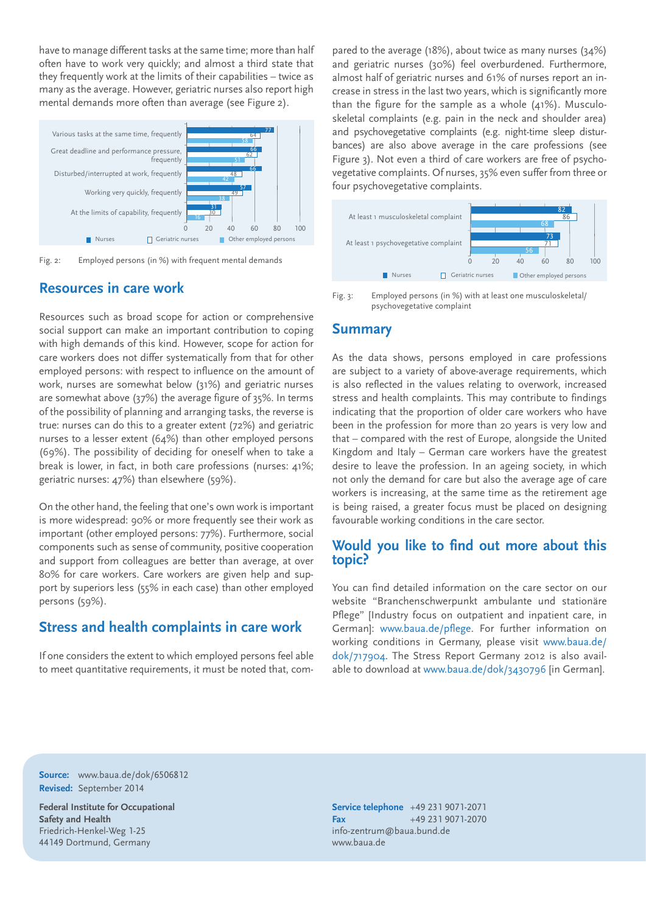have to manage different tasks at the same time; more than half often have to work very quickly; and almost a third state that they frequently work at the limits of their capabilities – twice as many as the average. However, geriatric nurses also report high mental demands more often than average (see Figure 2).

Various tasks at the same time, frequently
77
64
58
Great deadline and performance pressure, frequently
66
62
51
Disturbed/interrupted at work, frequently
66
48
42
Working very quickly, frequently
57
49
38
At the limits of capability, frequently
31
30
16
0 20 40 60 80 100
Nurses
Geriatric nurses
Other employed persons

Fig. 2: Employed persons (in %) with frequent mental demands

## Resources in care work

Resources such as broad scope for action or comprehensive social support can make an important contribution to coping with high demands of this kind. However, scope for action for care workers does not differ systematically from that for other employed persons: with respect to influence on the amount of work, nurses are somewhat below (31%) and geriatric nurses are somewhat above (37%) the average figure of 35%. In terms of the possibility of planning and arranging tasks, the reverse is true: nurses can do this to a greater extent (72%) and geriatric nurses to a lesser extent (64%) than other employed persons (69%). The possibility of deciding for oneself when to take a break is lower, in fact, in both care professions (nurses: 41%; geriatric nurses: 47%) than elsewhere (59%).

On the other hand, the feeling that one's own work is important is more widespread: 90% or more frequently see their work as important (other employed persons: 77%). Furthermore, social components such as sense of community, positive cooperation and support from colleagues are better than average, at over 80% for care workers. Care workers are given help and support by superiors less (55% in each case) than other employed persons (59%).

## Stress and health complaints in care work

If one considers the extent to which employed persons feel able to meet quantitative requirements, it must be noted that, compared to the average (18%), about twice as many nurses (34%) and geriatric nurses (30%) feel overburdened. Furthermore, almost half of geriatric nurses and 61% of nurses report an increase in stress in the last two years, which is significantly more than the figure for the sample as a whole (41%). Musculoskeletal complaints (e.g. pain in the neck and shoulder area) and psychovegetative complaints (e.g. night-time sleep disturbances) are also above average in the care professions (see Figure 3). Not even a third of care workers are free of psychovegetative complaints. Of nurses, 35% even suffer from three or four psychovegetative complaints.

At least 1 musculoskeletal complaint
82
86
68
At least 1 psychovegetative complaint
73
71
56
0 20 40 60 80 100
Nurses
Geriatric nurses
Other employed persons

Fig. 3: Employed persons (in %) with at least one musculoskeletal/psychovegetative complaint

## Summary

As the data shows, persons employed in care professions are subject to a variety of above-average requirements, which is also reflected in the values relating to overwork, increased stress and health complaints. This may contribute to findings indicating that the proportion of older care workers who have been in the profession for more than 20 years is very low and that – compared with the rest of Europe, alongside the United Kingdom and Italy – German care workers have the greatest desire to leave the profession. In an ageing society, in which not only the demand for care but also the average age of care workers is increasing, at the same time as the retirement age is being raised, a greater focus must be placed on designing favourable working conditions in the care sector.

## Would you like to find out more about this topic?

You can find detailed information on the care sector on our website "Branchenschwerpunkt ambulante und stationäre Pflege" [Industry focus on outpatient and inpatient care, in German]: www.baua.de/pflege. For further information on working conditions in Germany, please visit www.baua.de/dok/717904. The Stress Report Germany 2012 is also available to download at www.baua.de/dok/3430796 [in German].

**Source:** www.baua.de/dok/6506812
**Revised:** September 2014

**Federal Institute for Occupational Safety and Health**
Friedrich-Henkel-Weg 1-25
44149 Dortmund, Germany

**Service telephone** +49 231 9071-2071
**Fax** +49 231 9071-2070
info-zentrum@baua.bund.de
www.baua.de